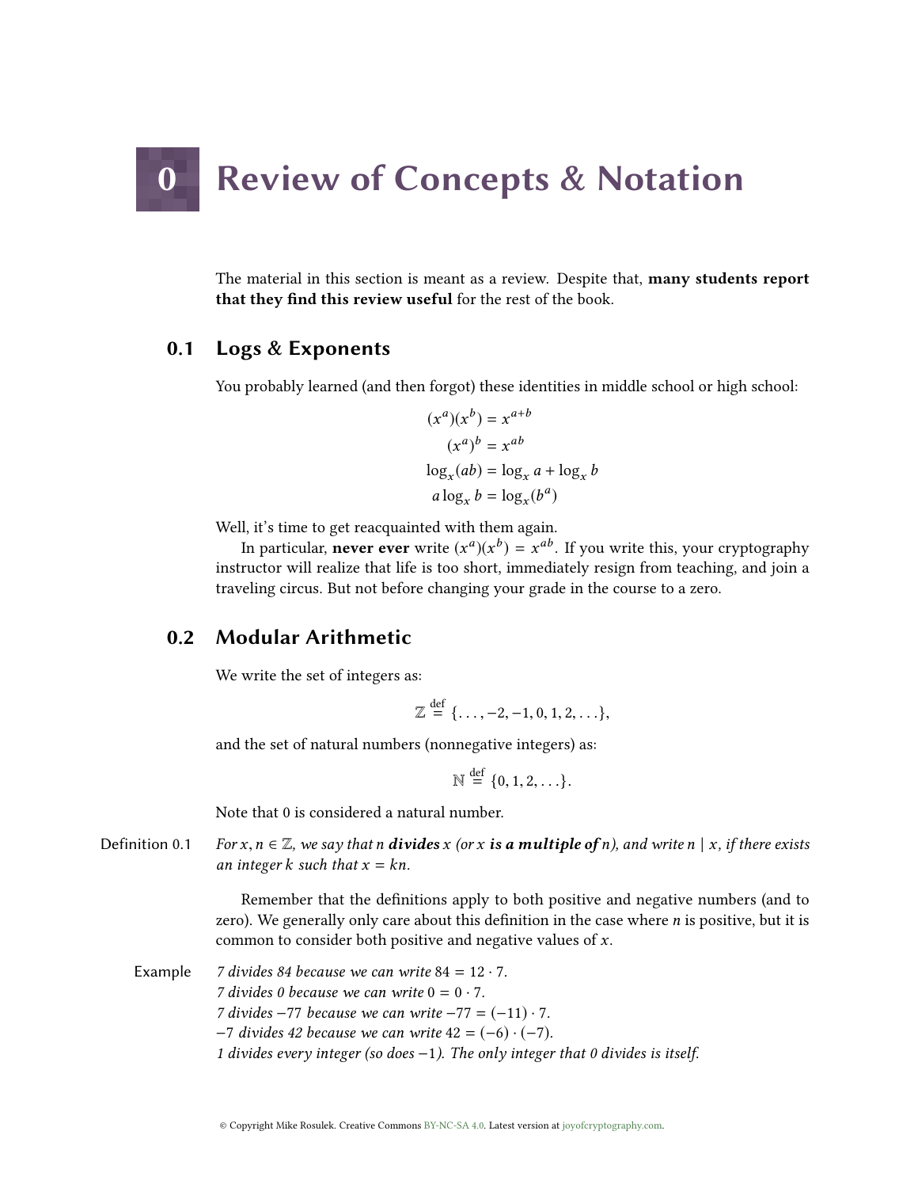# 0 Review of Concepts & Notation

The material in this section is meant as a review. Despite that, **many students report that they find this review useful** for the rest of the book.

## 0.1 Logs & Exponents

You probably learned (and then forgot) these identities in middle school or high school:

$$(x^a)(x^b) = x^{a+b}$$
$$(x^a)^b = x^{ab}$$
$$\log_x(ab) = \log_x a + \log_x b$$
$$a \log_x b = \log_x(b^a)$$

Well, it's time to get reacquainted with them again.

In particular, **never ever** write $(x^a)(x^b) = x^{ab}$. If you write this, your cryptography instructor will realize that life is too short, immediately resign from teaching, and join a traveling circus. But not before changing your grade in the course to a zero.

## 0.2 Modular Arithmetic

We write the set of integers as:

$$\mathbb{Z} \stackrel{\text{def}}{=} \{\ldots, -2, -1, 0, 1, 2, \ldots\},$$

and the set of natural numbers (nonnegative integers) as:

$$\mathbb{N} \stackrel{\text{def}}{=} \{0, 1, 2, \ldots\}.$$

Note that 0 is considered a natural number.

**Definition 0.1** *For $x, n \in \mathbb{Z}$, we say that $n$* ***divides*** *$x$ (or $x$* ***is a multiple of*** *$n$), and write $n \mid x$, if there exists an integer $k$ such that $x = kn$.*

Remember that the definitions apply to both positive and negative numbers (and to zero). We generally only care about this definition in the case where $n$ is positive, but it is common to consider both positive and negative values of $x$.

**Example**

*7 divides 84 because we can write $84 = 12 \cdot 7$.*
*7 divides 0 because we can write $0 = 0 \cdot 7$.*
*7 divides $-77$ because we can write $-77 = (-11) \cdot 7$.*
*$-7$ divides 42 because we can write $42 = (-6) \cdot (-7)$.*
*1 divides every integer (so does $-1$). The only integer that 0 divides is itself.*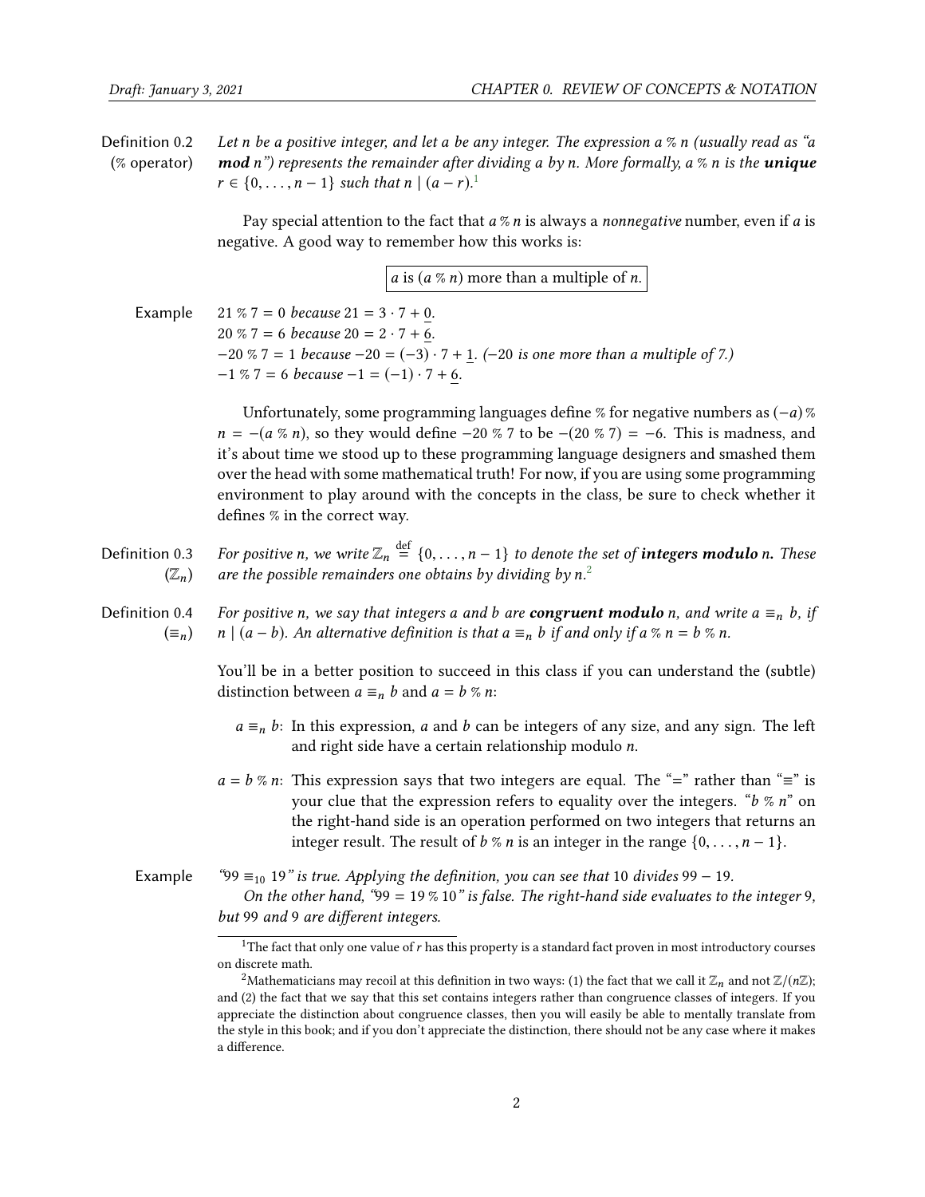**Definition 0.2 (% operator)** *Let $n$ be a positive integer, and let $a$ be any integer. The expression $a \% n$ (usually read as "a **mod** n") represents the remainder after dividing $a$ by $n$. More formally, $a \% n$ is the **unique** $r \in \{0, \ldots, n-1\}$ such that $n \mid (a - r)$.*[1]

Pay special attention to the fact that $a \% n$ is always a *nonnegative* number, even if $a$ is negative. A good way to remember how this works is:

> $a$ is $(a \% n)$ more than a multiple of $n$.

**Example**
*$21 \% 7 = 0$ because $21 = 3 \cdot 7 + \underline{0}$.*
*$20 \% 7 = 6$ because $20 = 2 \cdot 7 + \underline{6}$.*
*$-20 \% 7 = 1$ because $-20 = (-3) \cdot 7 + \underline{1}$. ($-20$ is one more than a multiple of 7.)*
*$-1 \% 7 = 6$ because $-1 = (-1) \cdot 7 + \underline{6}$.*

Unfortunately, some programming languages define % for negative numbers as $(-a) \% n = -(a \% n)$, so they would define $-20 \% 7$ to be $-(20 \% 7) = -6$. This is madness, and it's about time we stood up to these programming language designers and smashed them over the head with some mathematical truth! For now, if you are using some programming environment to play around with the concepts in the class, be sure to check whether it defines % in the correct way.

**Definition 0.3 ($\mathbb{Z}_n$)** *For positive $n$, we write $\mathbb{Z}_n \stackrel{\text{def}}{=} \{0, \ldots, n-1\}$ to denote the set of **integers modulo n.** These are the possible remainders one obtains by dividing by $n$.*[2]

**Definition 0.4 ($\equiv_n$)** *For positive $n$, we say that integers $a$ and $b$ are **congruent modulo** $n$, and write $a \equiv_n b$, if $n \mid (a - b)$. An alternative definition is that $a \equiv_n b$ if and only if $a \% n = b \% n$.*

You'll be in a better position to succeed in this class if you can understand the (subtle) distinction between $a \equiv_n b$ and $a = b \% n$:

- $a \equiv_n b$: In this expression, $a$ and $b$ can be integers of any size, and any sign. The left and right side have a certain relationship modulo $n$.
- $a = b \% n$: This expression says that two integers are equal. The "=" rather than "≡" is your clue that the expression refers to equality over the integers. "$b \% n$" on the right-hand side is an operation performed on two integers that returns an integer result. The result of $b \% n$ is an integer in the range $\{0, \ldots, n-1\}$.

**Example** *"$99 \equiv_{10} 19$" is true. Applying the definition, you can see that 10 divides $99 - 19$.*
*On the other hand, "$99 = 19 \% 10$" is false. The right-hand side evaluates to the integer 9, but 99 and 9 are different integers.*

---

[1] The fact that only one value of $r$ has this property is a standard fact proven in most introductory courses on discrete math.

[2] Mathematicians may recoil at this definition in two ways: (1) the fact that we call it $\mathbb{Z}_n$ and not $\mathbb{Z}/(n\mathbb{Z})$; and (2) the fact that we say that this set contains integers rather than congruence classes of integers. If you appreciate the distinction about congruence classes, then you will easily be able to mentally translate from the style in this book; and if you don't appreciate the distinction, there should not be any case where it makes a difference.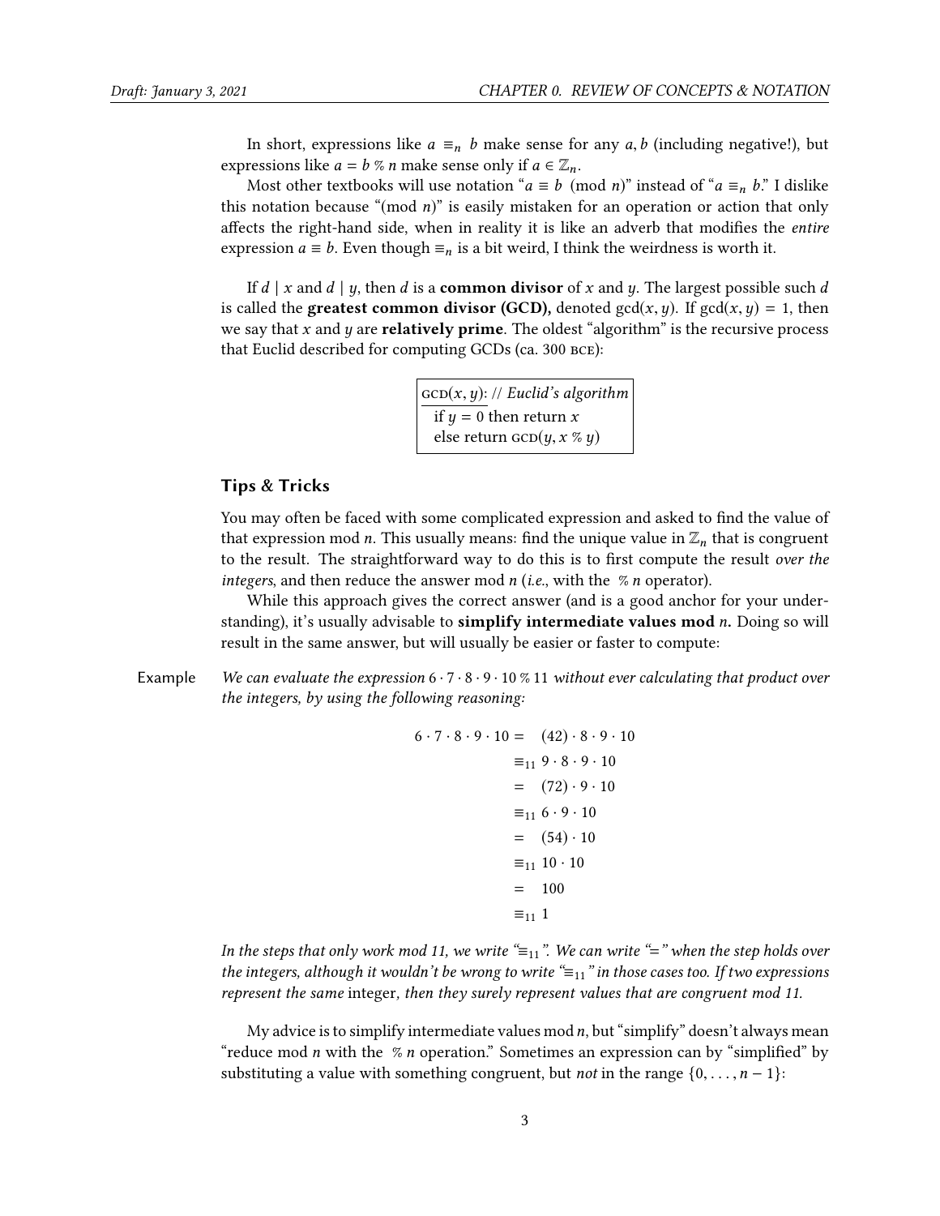In short, expressions like $a \equiv_n b$ make sense for any $a, b$ (including negative!), but expressions like $a = b \,\%\, n$ make sense only if $a \in \mathbb{Z}_n$.

Most other textbooks will use notation "$a \equiv b \pmod{n}$" instead of "$a \equiv_n b$." I dislike this notation because "(mod $n$)" is easily mistaken for an operation or action that only affects the right-hand side, when in reality it is like an adverb that modifies the *entire* expression $a \equiv b$. Even though $\equiv_n$ is a bit weird, I think the weirdness is worth it.

If $d \mid x$ and $d \mid y$, then $d$ is a **common divisor** of $x$ and $y$. The largest possible such $d$ is called the **greatest common divisor (GCD),** denoted $\gcd(x, y)$. If $\gcd(x, y) = 1$, then we say that $x$ and $y$ are **relatively prime**. The oldest "algorithm" is the recursive process that Euclid described for computing GCDs (ca. 300 BCE):

```
GCD(x, y): // Euclid's algorithm
  if y = 0 then return x
  else return GCD(y, x % y)
```

### Tips & Tricks

You may often be faced with some complicated expression and asked to find the value of that expression mod $n$. This usually means: find the unique value in $\mathbb{Z}_n$ that is congruent to the result. The straightforward way to do this is to first compute the result *over the integers*, and then reduce the answer mod $n$ (*i.e.*, with the $\%\, n$ operator).

While this approach gives the correct answer (and is a good anchor for your understanding), it's usually advisable to **simplify intermediate values mod $n$.** Doing so will result in the same answer, but will usually be easier or faster to compute:

Example *We can evaluate the expression $6 \cdot 7 \cdot 8 \cdot 9 \cdot 10 \,\%\, 11$ without ever calculating that product over the integers, by using the following reasoning:*

$$
\begin{aligned}
6 \cdot 7 \cdot 8 \cdot 9 \cdot 10 &= (42) \cdot 8 \cdot 9 \cdot 10 \\
&\equiv_{11} 9 \cdot 8 \cdot 9 \cdot 10 \\
&= (72) \cdot 9 \cdot 10 \\
&\equiv_{11} 6 \cdot 9 \cdot 10 \\
&= (54) \cdot 10 \\
&\equiv_{11} 10 \cdot 10 \\
&= 100 \\
&\equiv_{11} 1
\end{aligned}
$$

*In the steps that only work mod 11, we write "$\equiv_{11}$". We can write "$=$" when the step holds over the integers, although it wouldn't be wrong to write "$\equiv_{11}$" in those cases too. If two expressions represent the same* integer*, then they surely represent values that are congruent mod 11.*

My advice is to simplify intermediate values mod $n$, but "simplify" doesn't always mean "reduce mod $n$ with the $\%\, n$ operation." Sometimes an expression can by "simplified" by substituting a value with something congruent, but *not* in the range $\{0, \ldots, n-1\}$: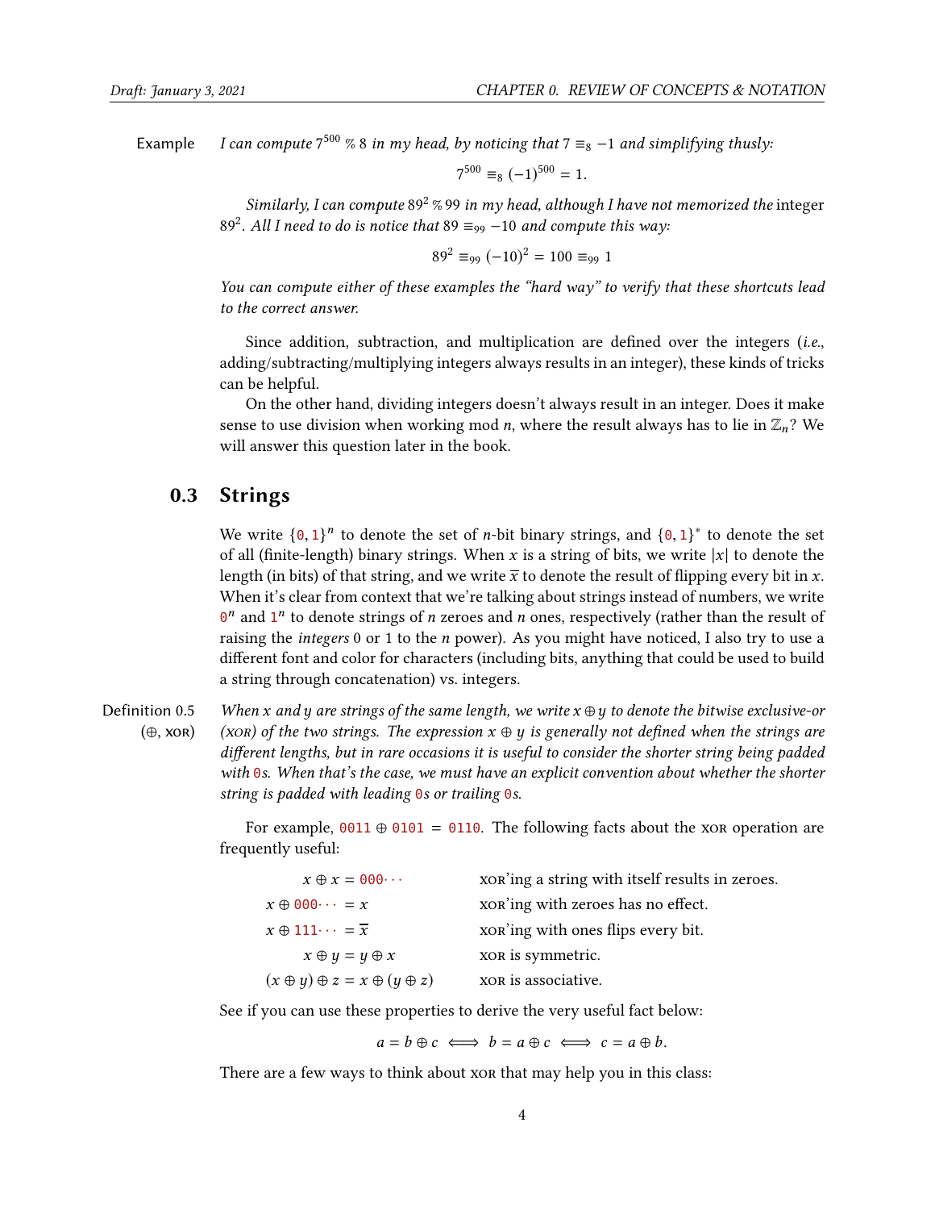**Example** *I can compute $7^{500} \% 8$ in my head, by noticing that $7 \equiv_8 -1$ and simplifying thusly:*

$$7^{500} \equiv_8 (-1)^{500} = 1.$$

*Similarly, I can compute $89^2 \% 99$ in my head, although I have not memorized the* integer $89^2$. *All I need to do is notice that $89 \equiv_{99} -10$ and compute this way:*

$$89^2 \equiv_{99} (-10)^2 = 100 \equiv_{99} 1$$

*You can compute either of these examples the "hard way" to verify that these shortcuts lead to the correct answer.*

Since addition, subtraction, and multiplication are defined over the integers (*i.e.*, adding/subtracting/multiplying integers always results in an integer), these kinds of tricks can be helpful.

On the other hand, dividing integers doesn't always result in an integer. Does it make sense to use division when working mod $n$, where the result always has to lie in $\mathbb{Z}_n$? We will answer this question later in the book.

## 0.3 Strings

We write $\{0,1\}^n$ to denote the set of $n$-bit binary strings, and $\{0,1\}^*$ to denote the set of all (finite-length) binary strings. When $x$ is a string of bits, we write $|x|$ to denote the length (in bits) of that string, and we write $\overline{x}$ to denote the result of flipping every bit in $x$. When it's clear from context that we're talking about strings instead of numbers, we write $0^n$ and $1^n$ to denote strings of $n$ zeroes and $n$ ones, respectively (rather than the result of raising the *integers* 0 or 1 to the $n$ power). As you might have noticed, I also try to use a different font and color for characters (including bits, anything that could be used to build a string through concatenation) vs. integers.

**Definition 0.5 ($\oplus$, XOR)** *When $x$ and $y$ are strings of the same length, we write $x \oplus y$ to denote the bitwise exclusive-or (XOR) of the two strings. The expression $x \oplus y$ is generally not defined when the strings are different lengths, but in rare occasions it is useful to consider the shorter string being padded with 0s. When that's the case, we must have an explicit convention about whether the shorter string is padded with leading 0s or trailing 0s.*

For example, $0011 \oplus 0101 = 0110$. The following facts about the XOR operation are frequently useful:

| | |
|---|---|
| $x \oplus x = 000\cdots$ | XOR'ing a string with itself results in zeroes. |
| $x \oplus 000\cdots = x$ | XOR'ing with zeroes has no effect. |
| $x \oplus 111\cdots = \overline{x}$ | XOR'ing with ones flips every bit. |
| $x \oplus y = y \oplus x$ | XOR is symmetric. |
| $(x \oplus y) \oplus z = x \oplus (y \oplus z)$ | XOR is associative. |

See if you can use these properties to derive the very useful fact below:

$$a = b \oplus c \iff b = a \oplus c \iff c = a \oplus b.$$

There are a few ways to think about XOR that may help you in this class: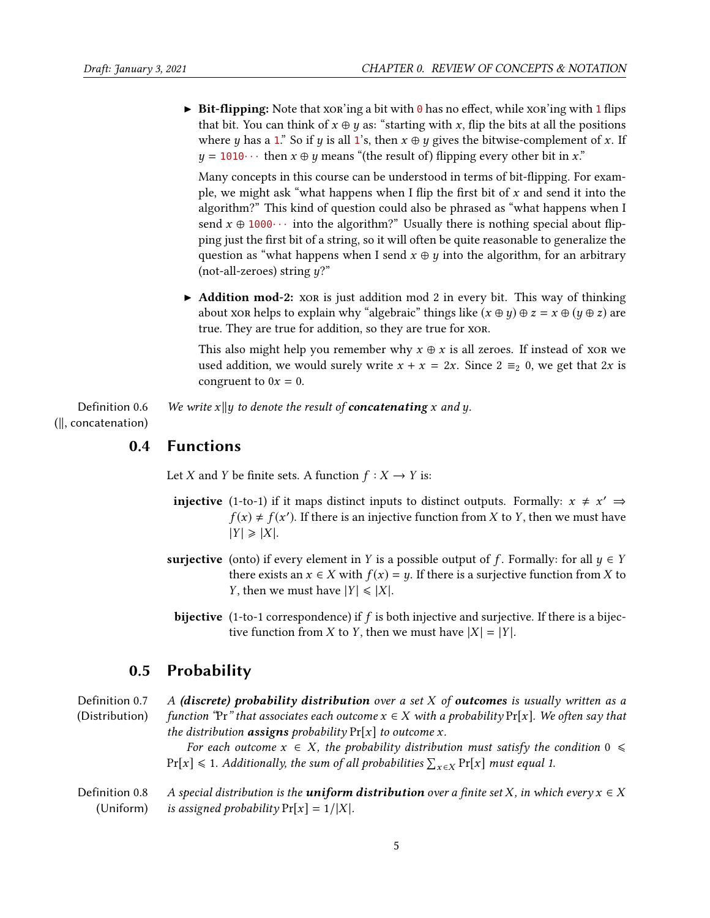- **Bit-flipping:** Note that XOR'ing a bit with `0` has no effect, while XOR'ing with `1` flips that bit. You can think of $x \oplus y$ as: "starting with $x$, flip the bits at all the positions where $y$ has a `1`." So if $y$ is all `1`'s, then $x \oplus y$ gives the bitwise-complement of $x$. If $y = $ `1010···` then $x \oplus y$ means "(the result of) flipping every other bit in $x$."

  Many concepts in this course can be understood in terms of bit-flipping. For example, we might ask "what happens when I flip the first bit of $x$ and send it into the algorithm?" This kind of question could also be phrased as "what happens when I send $x \oplus$ `1000···` into the algorithm?" Usually there is nothing special about flipping just the first bit of a string, so it will often be quite reasonable to generalize the question as "what happens when I send $x \oplus y$ into the algorithm, for an arbitrary (not-all-zeroes) string $y$?"

- **Addition mod-2:** XOR is just addition mod 2 in every bit. This way of thinking about XOR helps to explain why "algebraic" things like $(x \oplus y) \oplus z = x \oplus (y \oplus z)$ are true. They are true for addition, so they are true for XOR.

  This also might help you remember why $x \oplus x$ is all zeroes. If instead of XOR we used addition, we would surely write $x + x = 2x$. Since $2 \equiv_2 0$, we get that $2x$ is congruent to $0x = 0$.

**Definition 0.6** (‖, concatenation) *We write $x \| y$ to denote the result of* ***concatenating*** *$x$ and $y$.*

## 0.4 Functions

Let $X$ and $Y$ be finite sets. A function $f : X \to Y$ is:

**injective** (1-to-1) if it maps distinct inputs to distinct outputs. Formally: $x \neq x' \Rightarrow f(x) \neq f(x')$. If there is an injective function from $X$ to $Y$, then we must have $|Y| \geqslant |X|$.

**surjective** (onto) if every element in $Y$ is a possible output of $f$. Formally: for all $y \in Y$ there exists an $x \in X$ with $f(x) = y$. If there is a surjective function from $X$ to $Y$, then we must have $|Y| \leqslant |X|$.

**bijective** (1-to-1 correspondence) if $f$ is both injective and surjective. If there is a bijective function from $X$ to $Y$, then we must have $|X| = |Y|$.

## 0.5 Probability

**Definition 0.7** (Distribution) *A* ***(discrete) probability distribution*** *over a set $X$ of* ***outcomes*** *is usually written as a function "Pr" that associates each outcome $x \in X$ with a probability $\Pr[x]$. We often say that the distribution* ***assigns*** *probability $\Pr[x]$ to outcome $x$.*

*For each outcome $x \in X$, the probability distribution must satisfy the condition $0 \leqslant \Pr[x] \leqslant 1$. Additionally, the sum of all probabilities $\sum_{x \in X} \Pr[x]$ must equal 1.*

**Definition 0.8** (Uniform) *A special distribution is the* ***uniform distribution*** *over a finite set $X$, in which every $x \in X$ is assigned probability $\Pr[x] = 1/|X|$.*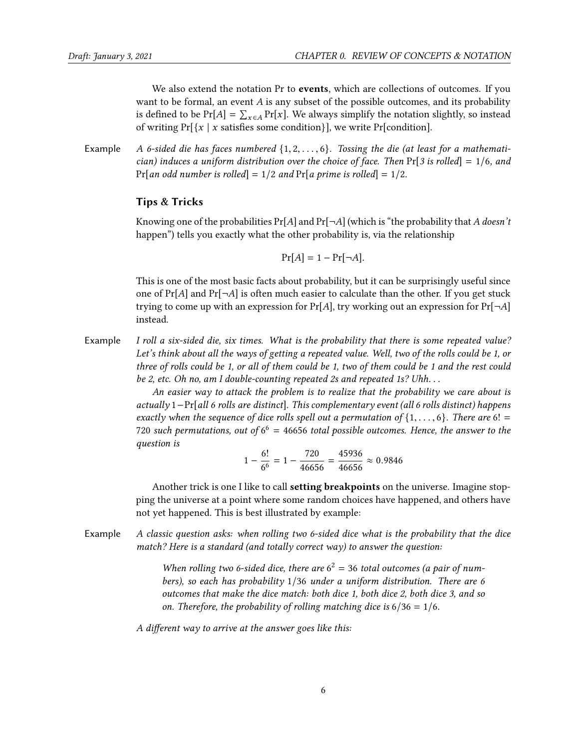We also extend the notation Pr to **events**, which are collections of outcomes. If you want to be formal, an event $A$ is any subset of the possible outcomes, and its probability is defined to be $\Pr[A] = \sum_{x \in A} \Pr[x]$. We always simplify the notation slightly, so instead of writing $\Pr[\{x \mid x \text{ satisfies some condition}\}]$, we write $\Pr[\text{condition}]$.

Example *A 6-sided die has faces numbered $\{1, 2, \ldots, 6\}$. Tossing the die (at least for a mathematician) induces a uniform distribution over the choice of face. Then $\Pr[\textit{3 is rolled}] = 1/6$, and $\Pr[\textit{an odd number is rolled}] = 1/2$ and $\Pr[\textit{a prime is rolled}] = 1/2$.*

### Tips & Tricks

Knowing one of the probabilities $\Pr[A]$ and $\Pr[\neg A]$ (which is "the probability that *A doesn't* happen") tells you exactly what the other probability is, via the relationship

$$\Pr[A] = 1 - \Pr[\neg A].$$

This is one of the most basic facts about probability, but it can be surprisingly useful since one of $\Pr[A]$ and $\Pr[\neg A]$ is often much easier to calculate than the other. If you get stuck trying to come up with an expression for $\Pr[A]$, try working out an expression for $\Pr[\neg A]$ instead.

Example *I roll a six-sided die, six times. What is the probability that there is some repeated value? Let's think about all the ways of getting a repeated value. Well, two of the rolls could be 1, or three of rolls could be 1, or all of them could be 1, two of them could be 1 and the rest could be 2, etc. Oh no, am I double-counting repeated 2s and repeated 1s? Uhh...*

*An easier way to attack the problem is to realize that the probability we care about is actually $1 - \Pr[\textit{all 6 rolls are distinct}]$. This complementary event (all 6 rolls distinct) happens exactly when the sequence of dice rolls spell out a permutation of $\{1, \ldots, 6\}$. There are $6! = 720$ such permutations, out of $6^6 = 46656$ total possible outcomes. Hence, the answer to the question is*

$$1 - \frac{6!}{6^6} = 1 - \frac{720}{46656} = \frac{45936}{46656} \approx 0.9846$$

Another trick is one I like to call **setting breakpoints** on the universe. Imagine stopping the universe at a point where some random choices have happened, and others have not yet happened. This is best illustrated by example:

Example *A classic question asks: when rolling two 6-sided dice what is the probability that the dice match? Here is a standard (and totally correct way) to answer the question:*

> *When rolling two 6-sided dice, there are $6^2 = 36$ total outcomes (a pair of numbers), so each has probability $1/36$ under a uniform distribution. There are 6 outcomes that make the dice match: both dice 1, both dice 2, both dice 3, and so on. Therefore, the probability of rolling matching dice is $6/36 = 1/6$.*

*A different way to arrive at the answer goes like this:*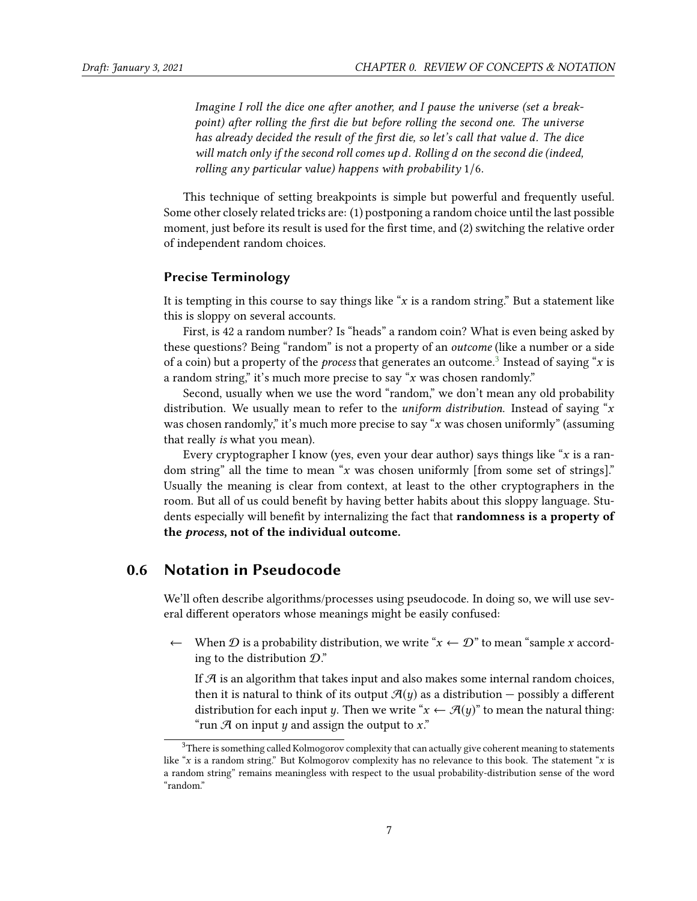> *Imagine I roll the dice one after another, and I pause the universe (set a breakpoint) after rolling the first die but before rolling the second one. The universe has already decided the result of the first die, so let's call that value $d$. The dice will match only if the second roll comes up $d$. Rolling $d$ on the second die (indeed, rolling any particular value) happens with probability* $1/6$.

This technique of setting breakpoints is simple but powerful and frequently useful. Some other closely related tricks are: (1) postponing a random choice until the last possible moment, just before its result is used for the first time, and (2) switching the relative order of independent random choices.

### Precise Terminology

It is tempting in this course to say things like "$x$ is a random string." But a statement like this is sloppy on several accounts.

First, is 42 a random number? Is "heads" a random coin? What is even being asked by these questions? Being "random" is not a property of an *outcome* (like a number or a side of a coin) but a property of the *process* that generates an outcome.[3] Instead of saying "$x$ is a random string," it's much more precise to say "$x$ was chosen randomly."

Second, usually when we use the word "random," we don't mean any old probability distribution. We usually mean to refer to the *uniform distribution.* Instead of saying "$x$ was chosen randomly," it's much more precise to say "$x$ was chosen uniformly" (assuming that really *is* what you mean).

Every cryptographer I know (yes, even your dear author) says things like "$x$ is a random string" all the time to mean "$x$ was chosen uniformly [from some set of strings]." Usually the meaning is clear from context, at least to the other cryptographers in the room. But all of us could benefit by having better habits about this sloppy language. Students especially will benefit by internalizing the fact that **randomness is a property of the *process*, not of the individual outcome.**

## 0.6 Notation in Pseudocode

We'll often describe algorithms/processes using pseudocode. In doing so, we will use several different operators whose meanings might be easily confused:

$\leftarrow$ When $\mathcal{D}$ is a probability distribution, we write "$x \leftarrow \mathcal{D}$" to mean "sample $x$ according to the distribution $\mathcal{D}$."

If $\mathcal{A}$ is an algorithm that takes input and also makes some internal random choices, then it is natural to think of its output $\mathcal{A}(y)$ as a distribution — possibly a different distribution for each input $y$. Then we write "$x \leftarrow \mathcal{A}(y)$" to mean the natural thing: "run $\mathcal{A}$ on input $y$ and assign the output to $x$."

---

[3] There is something called Kolmogorov complexity that can actually give coherent meaning to statements like "$x$ is a random string." But Kolmogorov complexity has no relevance to this book. The statement "$x$ is a random string" remains meaningless with respect to the usual probability-distribution sense of the word "random."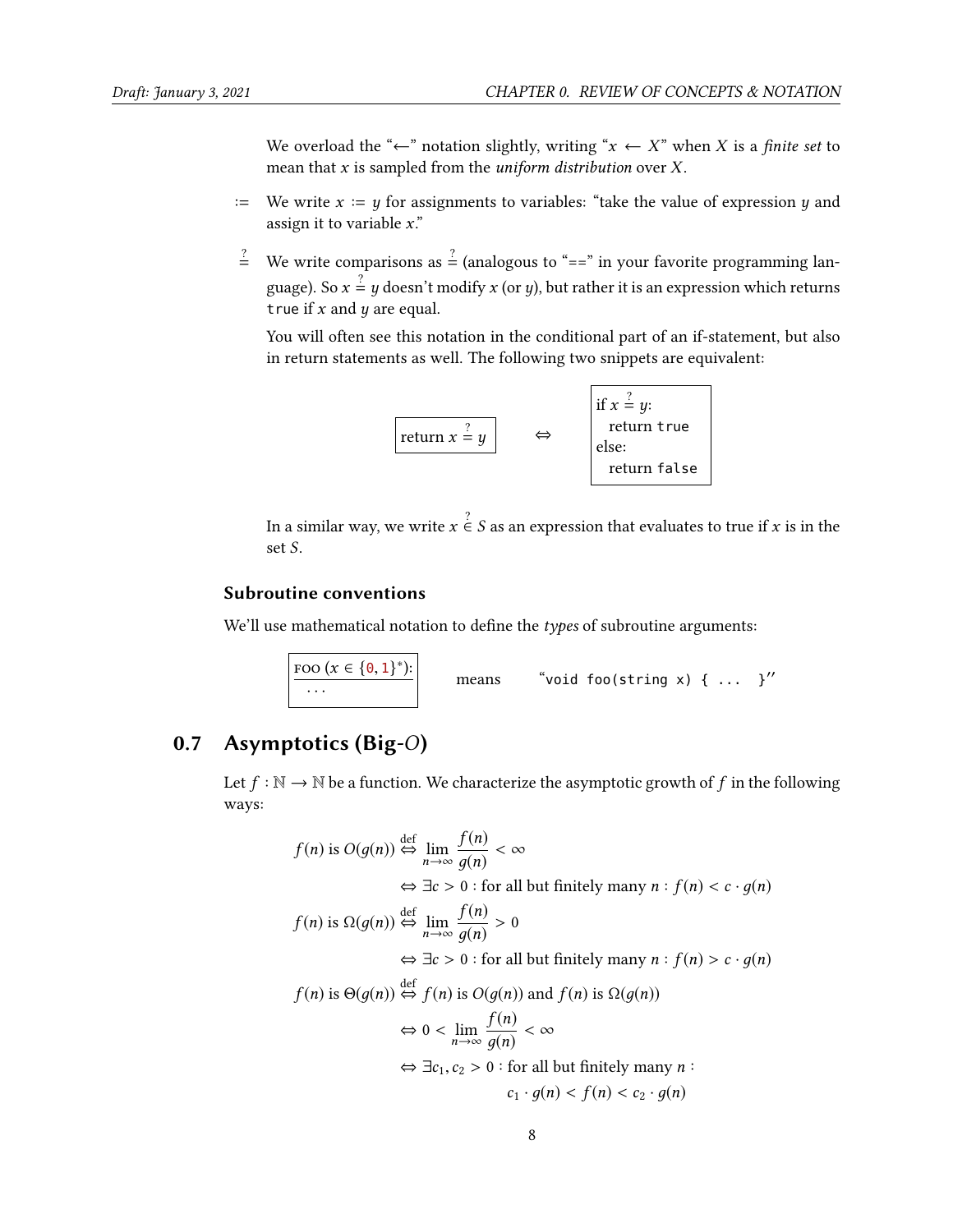We overload the "$\leftarrow$" notation slightly, writing "$x \leftarrow X$" when $X$ is a *finite set* to mean that $x$ is sampled from the *uniform distribution* over $X$.

$:=$ We write $x := y$ for assignments to variables: "take the value of expression $y$ and assign it to variable $x$."

$\stackrel{?}{=}$ We write comparisons as $\stackrel{?}{=}$ (analogous to "==" in your favorite programming language). So $x \stackrel{?}{=} y$ doesn't modify $x$ (or $y$), but rather it is an expression which returns `true` if $x$ and $y$ are equal.

You will often see this notation in the conditional part of an if-statement, but also in return statements as well. The following two snippets are equivalent:

```
return x ?= y
```

$\Leftrightarrow$

```
if x ?= y:
  return true
else:
  return false
```

In a similar way, we write $x \stackrel{?}{\in} S$ as an expression that evaluates to true if $x$ is in the set $S$.

### Subroutine conventions

We'll use mathematical notation to define the *types* of subroutine arguments:

```
FOO (x ∈ {0,1}*):
  ...
```

means "`void foo(string x) { ... }`"

## 0.7 Asymptotics (Big-$O$)

Let $f : \mathbb{N} \to \mathbb{N}$ be a function. We characterize the asymptotic growth of $f$ in the following ways:

$$
\begin{aligned}
f(n) \text{ is } O(g(n)) &\stackrel{\text{def}}{\Leftrightarrow} \lim_{n\to\infty} \frac{f(n)}{g(n)} < \infty \\
&\Leftrightarrow \exists c > 0 : \text{for all but finitely many } n : f(n) < c \cdot g(n) \\
f(n) \text{ is } \Omega(g(n)) &\stackrel{\text{def}}{\Leftrightarrow} \lim_{n\to\infty} \frac{f(n)}{g(n)} > 0 \\
&\Leftrightarrow \exists c > 0 : \text{for all but finitely many } n : f(n) > c \cdot g(n) \\
f(n) \text{ is } \Theta(g(n)) &\stackrel{\text{def}}{\Leftrightarrow} f(n) \text{ is } O(g(n)) \text{ and } f(n) \text{ is } \Omega(g(n)) \\
&\Leftrightarrow 0 < \lim_{n\to\infty} \frac{f(n)}{g(n)} < \infty \\
&\Leftrightarrow \exists c_1, c_2 > 0 : \text{for all but finitely many } n : \\
&\qquad\qquad c_1 \cdot g(n) < f(n) < c_2 \cdot g(n)
\end{aligned}
$$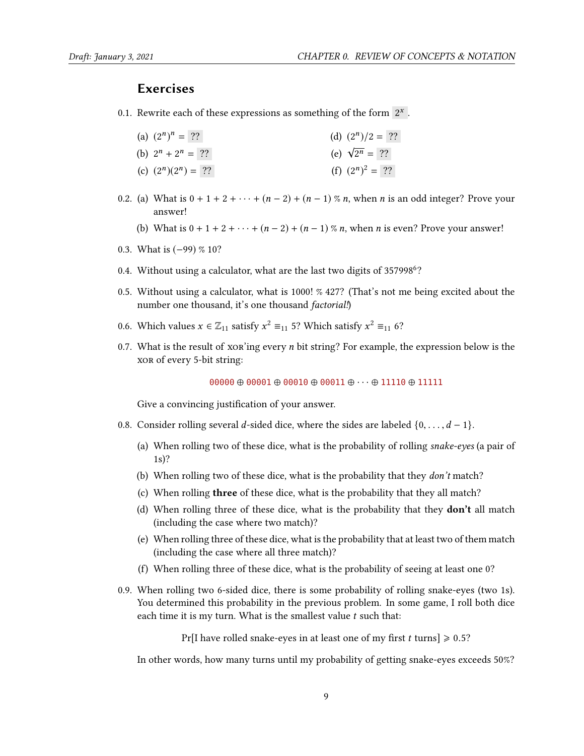## Exercises

0.1. Rewrite each of these expressions as something of the form $2^x$.

(a) $(2^n)^n = ??$

(b) $2^n + 2^n = ??$

(c) $(2^n)(2^n) = ??$

(d) $(2^n)/2 = ??$

(e) $\sqrt{2^n} = ??$

(f) $(2^n)^2 = ??$

0.2. (a) What is $0 + 1 + 2 + \cdots + (n-2) + (n-1) \,\%\, n$, when $n$ is an odd integer? Prove your answer!

(b) What is $0 + 1 + 2 + \cdots + (n-2) + (n-1) \,\%\, n$, when $n$ is even? Prove your answer!

0.3. What is $(-99) \,\%\, 10$?

0.4. Without using a calculator, what are the last two digits of $357998^6$?

0.5. Without using a calculator, what is $1000! \,\%\, 427$? (That's not me being excited about the number one thousand, it's one thousand *factorial!*)

0.6. Which values $x \in \mathbb{Z}_{11}$ satisfy $x^2 \equiv_{11} 5$? Which satisfy $x^2 \equiv_{11} 6$?

0.7. What is the result of XOR'ing every $n$ bit string? For example, the expression below is the XOR of every 5-bit string:

$$\texttt{00000} \oplus \texttt{00001} \oplus \texttt{00010} \oplus \texttt{00011} \oplus \cdots \oplus \texttt{11110} \oplus \texttt{11111}$$

Give a convincing justification of your answer.

0.8. Consider rolling several $d$-sided dice, where the sides are labeled $\{0, \ldots, d-1\}$.

(a) When rolling two of these dice, what is the probability of rolling *snake-eyes* (a pair of 1s)?

(b) When rolling two of these dice, what is the probability that they *don't* match?

(c) When rolling **three** of these dice, what is the probability that they all match?

(d) When rolling three of these dice, what is the probability that they **don't** all match (including the case where two match)?

(e) When rolling three of these dice, what is the probability that at least two of them match (including the case where all three match)?

(f) When rolling three of these dice, what is the probability of seeing at least one 0?

0.9. When rolling two 6-sided dice, there is some probability of rolling snake-eyes (two 1s). You determined this probability in the previous problem. In some game, I roll both dice each time it is my turn. What is the smallest value $t$ such that:

$$\Pr[\text{I have rolled snake-eyes in at least one of my first } t \text{ turns}] \geqslant 0.5?$$

In other words, how many turns until my probability of getting snake-eyes exceeds 50%?